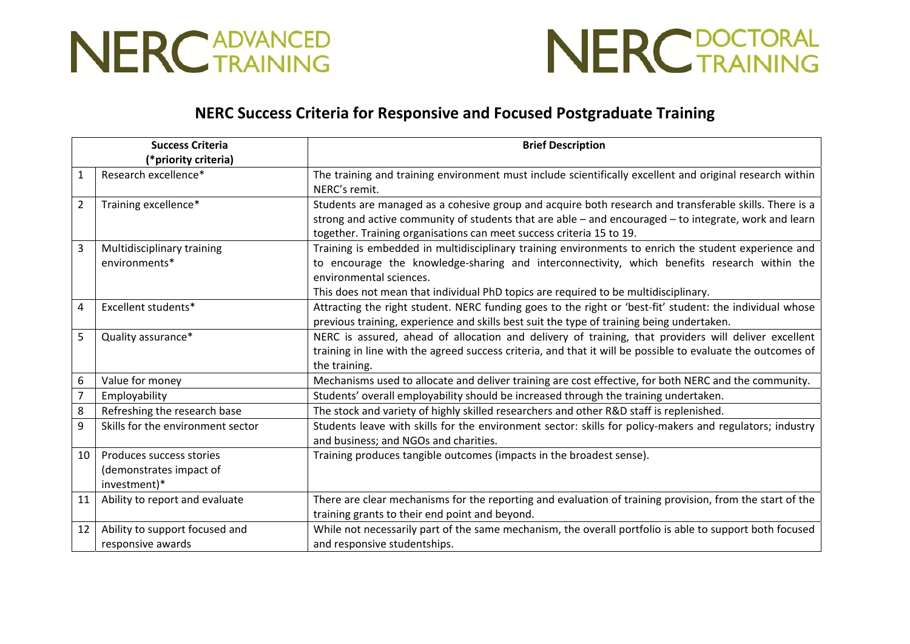NERC ADVANCED TRAINING

NERC DOCTORAL TRAINING

# NERC Success Criteria for Responsive and Focused Postgraduate Training

| | Success Criteria (*priority criteria) | Brief Description |
|---|---|---|
| 1 | Research excellence* | The training and training environment must include scientifically excellent and original research within NERC's remit. |
| 2 | Training excellence* | Students are managed as a cohesive group and acquire both research and transferable skills. There is a strong and active community of students that are able – and encouraged – to integrate, work and learn together. Training organisations can meet success criteria 15 to 19. |
| 3 | Multidisciplinary training environments* | Training is embedded in multidisciplinary training environments to enrich the student experience and to encourage the knowledge-sharing and interconnectivity, which benefits research within the environmental sciences.<br>This does not mean that individual PhD topics are required to be multidisciplinary. |
| 4 | Excellent students* | Attracting the right student. NERC funding goes to the right or 'best-fit' student: the individual whose previous training, experience and skills best suit the type of training being undertaken. |
| 5 | Quality assurance* | NERC is assured, ahead of allocation and delivery of training, that providers will deliver excellent training in line with the agreed success criteria, and that it will be possible to evaluate the outcomes of the training. |
| 6 | Value for money | Mechanisms used to allocate and deliver training are cost effective, for both NERC and the community. |
| 7 | Employability | Students' overall employability should be increased through the training undertaken. |
| 8 | Refreshing the research base | The stock and variety of highly skilled researchers and other R&D staff is replenished. |
| 9 | Skills for the environment sector | Students leave with skills for the environment sector: skills for policy-makers and regulators; industry and business; and NGOs and charities. |
| 10 | Produces success stories (demonstrates impact of investment)* | Training produces tangible outcomes (impacts in the broadest sense). |
| 11 | Ability to report and evaluate | There are clear mechanisms for the reporting and evaluation of training provision, from the start of the training grants to their end point and beyond. |
| 12 | Ability to support focused and responsive awards | While not necessarily part of the same mechanism, the overall portfolio is able to support both focused and responsive studentships. |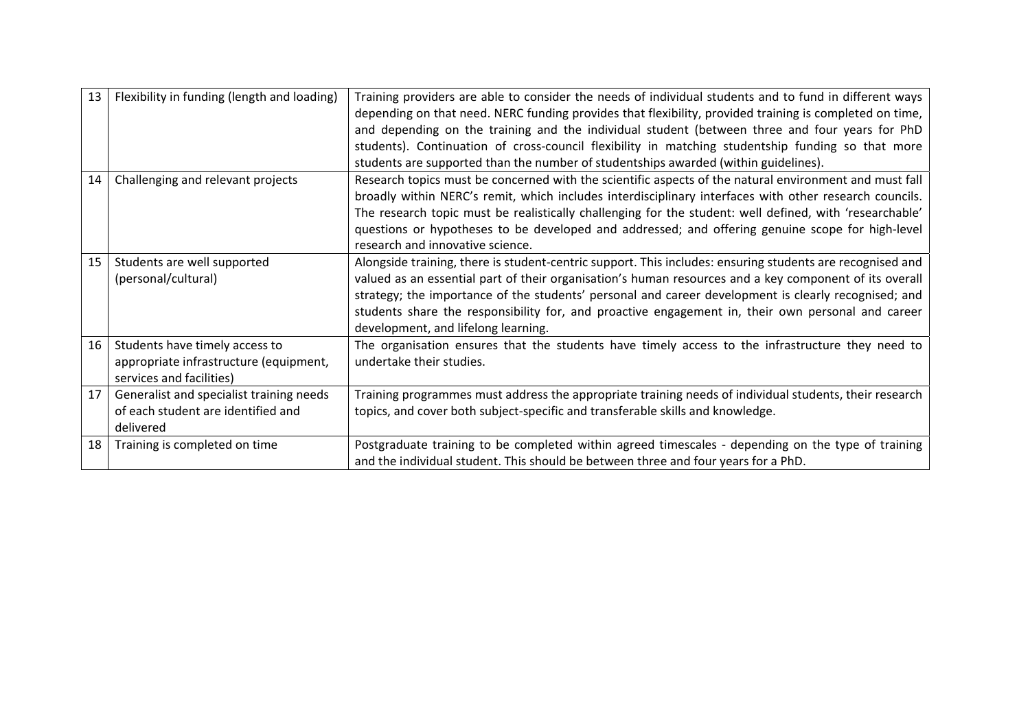| | | |
|---|---|---|
| 13 | Flexibility in funding (length and loading) | Training providers are able to consider the needs of individual students and to fund in different ways depending on that need. NERC funding provides that flexibility, provided training is completed on time, and depending on the training and the individual student (between three and four years for PhD students). Continuation of cross-council flexibility in matching studentship funding so that more students are supported than the number of studentships awarded (within guidelines). |
| 14 | Challenging and relevant projects | Research topics must be concerned with the scientific aspects of the natural environment and must fall broadly within NERC's remit, which includes interdisciplinary interfaces with other research councils. The research topic must be realistically challenging for the student: well defined, with 'researchable' questions or hypotheses to be developed and addressed; and offering genuine scope for high-level research and innovative science. |
| 15 | Students are well supported (personal/cultural) | Alongside training, there is student-centric support. This includes: ensuring students are recognised and valued as an essential part of their organisation's human resources and a key component of its overall strategy; the importance of the students' personal and career development is clearly recognised; and students share the responsibility for, and proactive engagement in, their own personal and career development, and lifelong learning. |
| 16 | Students have timely access to appropriate infrastructure (equipment, services and facilities) | The organisation ensures that the students have timely access to the infrastructure they need to undertake their studies. |
| 17 | Generalist and specialist training needs of each student are identified and delivered | Training programmes must address the appropriate training needs of individual students, their research topics, and cover both subject-specific and transferable skills and knowledge. |
| 18 | Training is completed on time | Postgraduate training to be completed within agreed timescales - depending on the type of training and the individual student. This should be between three and four years for a PhD. |